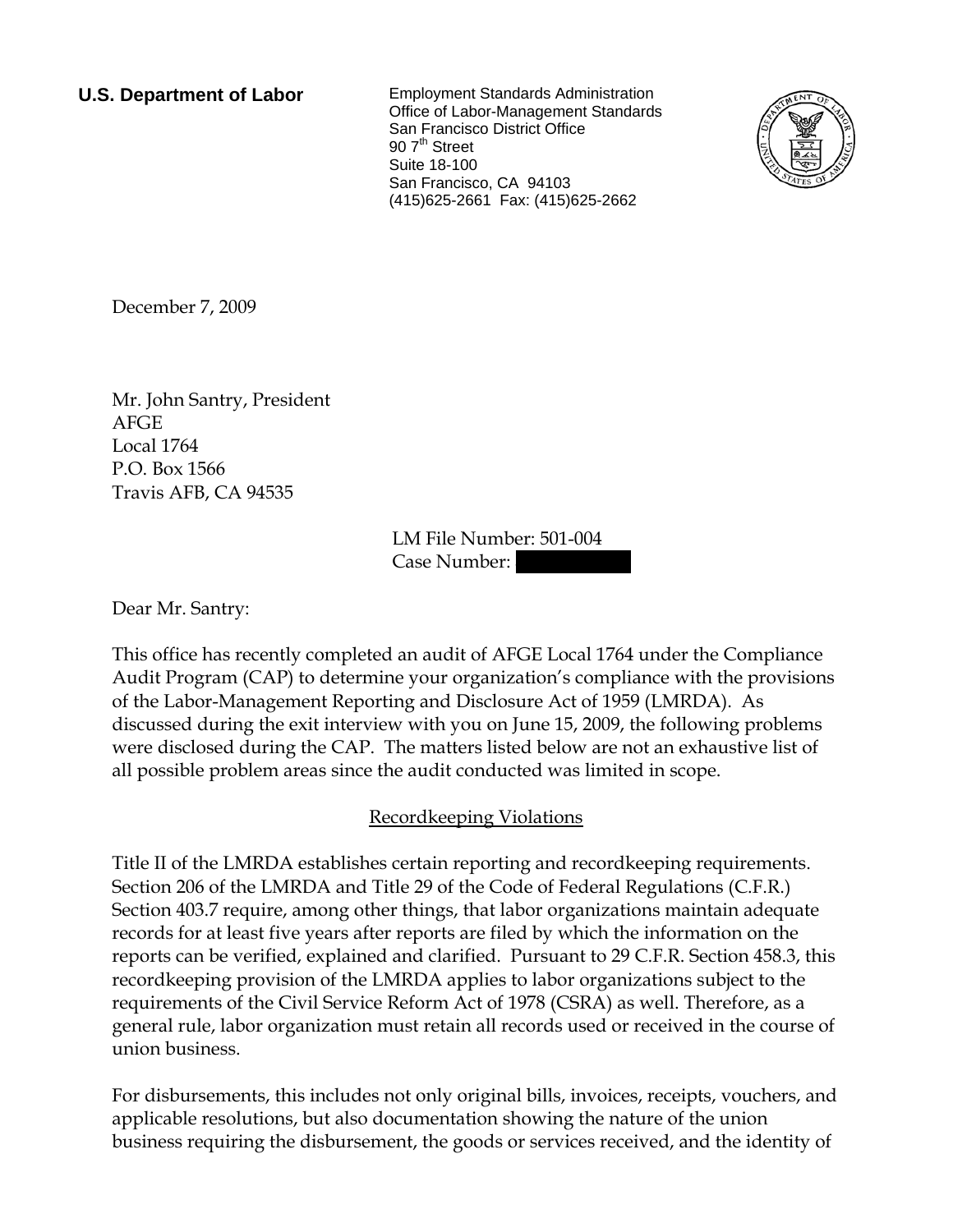**U.S. Department of Labor**

Employment Standards Administration
Office of Labor-Management Standards
San Francisco District Office
90 7th Street
Suite 18-100
San Francisco, CA 94103
(415)625-2661 Fax: (415)625-2662

December 7, 2009

Mr. John Santry, President
AFGE
Local 1764
P.O. Box 1566
Travis AFB, CA 94535

LM File Number: 501-004
Case Number:

Dear Mr. Santry:

This office has recently completed an audit of AFGE Local 1764 under the Compliance Audit Program (CAP) to determine your organization's compliance with the provisions of the Labor-Management Reporting and Disclosure Act of 1959 (LMRDA). As discussed during the exit interview with you on June 15, 2009, the following problems were disclosed during the CAP. The matters listed below are not an exhaustive list of all possible problem areas since the audit conducted was limited in scope.

Recordkeeping Violations

Title II of the LMRDA establishes certain reporting and recordkeeping requirements. Section 206 of the LMRDA and Title 29 of the Code of Federal Regulations (C.F.R.) Section 403.7 require, among other things, that labor organizations maintain adequate records for at least five years after reports are filed by which the information on the reports can be verified, explained and clarified. Pursuant to 29 C.F.R. Section 458.3, this recordkeeping provision of the LMRDA applies to labor organizations subject to the requirements of the Civil Service Reform Act of 1978 (CSRA) as well. Therefore, as a general rule, labor organization must retain all records used or received in the course of union business.

For disbursements, this includes not only original bills, invoices, receipts, vouchers, and applicable resolutions, but also documentation showing the nature of the union business requiring the disbursement, the goods or services received, and the identity of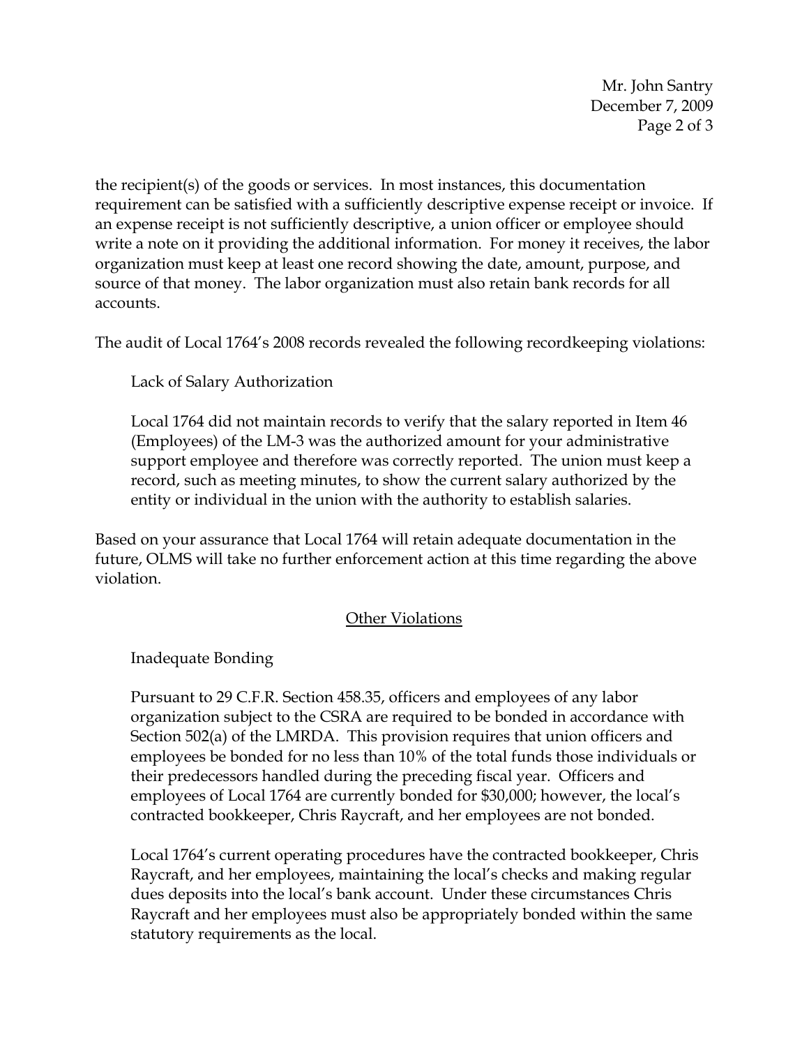the recipient(s) of the goods or services. In most instances, this documentation requirement can be satisfied with a sufficiently descriptive expense receipt or invoice. If an expense receipt is not sufficiently descriptive, a union officer or employee should write a note on it providing the additional information. For money it receives, the labor organization must keep at least one record showing the date, amount, purpose, and source of that money. The labor organization must also retain bank records for all accounts.

The audit of Local 1764's 2008 records revealed the following recordkeeping violations:

Lack of Salary Authorization

Local 1764 did not maintain records to verify that the salary reported in Item 46 (Employees) of the LM-3 was the authorized amount for your administrative support employee and therefore was correctly reported. The union must keep a record, such as meeting minutes, to show the current salary authorized by the entity or individual in the union with the authority to establish salaries.

Based on your assurance that Local 1764 will retain adequate documentation in the future, OLMS will take no further enforcement action at this time regarding the above violation.

<u>Other Violations</u>

Inadequate Bonding

Pursuant to 29 C.F.R. Section 458.35, officers and employees of any labor organization subject to the CSRA are required to be bonded in accordance with Section 502(a) of the LMRDA. This provision requires that union officers and employees be bonded for no less than 10% of the total funds those individuals or their predecessors handled during the preceding fiscal year. Officers and employees of Local 1764 are currently bonded for $30,000; however, the local's contracted bookkeeper, Chris Raycraft, and her employees are not bonded.

Local 1764's current operating procedures have the contracted bookkeeper, Chris Raycraft, and her employees, maintaining the local's checks and making regular dues deposits into the local's bank account. Under these circumstances Chris Raycraft and her employees must also be appropriately bonded within the same statutory requirements as the local.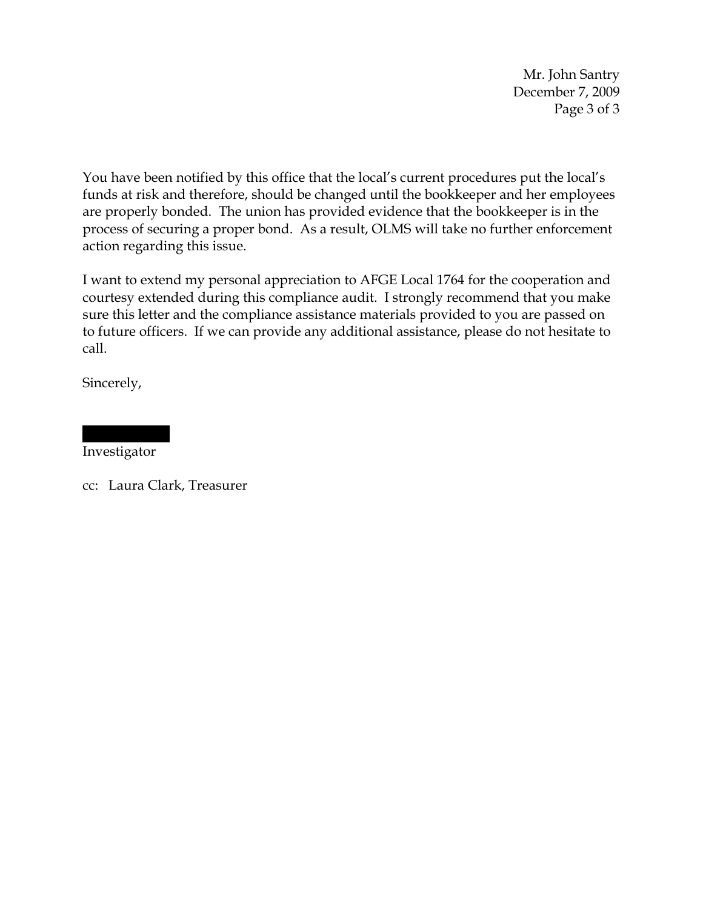You have been notified by this office that the local's current procedures put the local's funds at risk and therefore, should be changed until the bookkeeper and her employees are properly bonded. The union has provided evidence that the bookkeeper is in the process of securing a proper bond. As a result, OLMS will take no further enforcement action regarding this issue.

I want to extend my personal appreciation to AFGE Local 1764 for the cooperation and courtesy extended during this compliance audit. I strongly recommend that you make sure this letter and the compliance assistance materials provided to you are passed on to future officers. If we can provide any additional assistance, please do not hesitate to call.

Sincerely,

Investigator

cc: Laura Clark, Treasurer